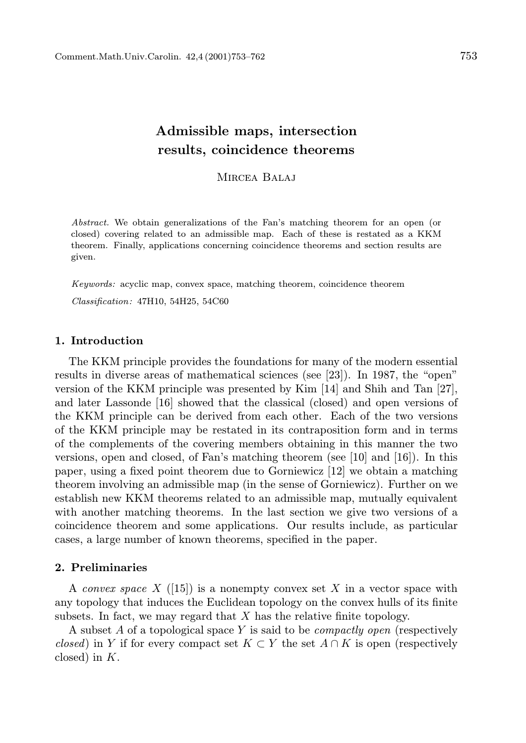# Admissible maps, intersection results, coincidence theorems

Mircea Balaj

*Abstract.* We obtain generalizations of the Fan's matching theorem for an open (or closed) covering related to an admissible map. Each of these is restated as a KKM theorem. Finally, applications concerning coincidence theorems and section results are given.

*Keywords:* acyclic map, convex space, matching theorem, coincidence theorem

*Classification:* 47H10, 54H25, 54C60

## 1. Introduction

The KKM principle provides the foundations for many of the modern essential results in diverse areas of mathematical sciences (see [23]). In 1987, the "open" version of the KKM principle was presented by Kim [14] and Shih and Tan [27], and later Lassonde [16] showed that the classical (closed) and open versions of the KKM principle can be derived from each other. Each of the two versions of the KKM principle may be restated in its contraposition form and in terms of the complements of the covering members obtaining in this manner the two versions, open and closed, of Fan's matching theorem (see [10] and [16]). In this paper, using a fixed point theorem due to Gorniewicz [12] we obtain a matching theorem involving an admissible map (in the sense of Gorniewicz). Further on we establish new KKM theorems related to an admissible map, mutually equivalent with another matching theorems. In the last section we give two versions of a coincidence theorem and some applications. Our results include, as particular cases, a large number of known theorems, specified in the paper.

## 2. Preliminaries

A *convex space* $X$ ([15]) is a nonempty convex set $X$ in a vector space with any topology that induces the Euclidean topology on the convex hulls of its finite subsets. In fact, we may regard that $X$ has the relative finite topology.

A subset $A$ of a topological space $Y$ is said to be *compactly open* (respectively *closed*) in $Y$ if for every compact set $K \subset Y$ the set $A \cap K$ is open (respectively closed) in $K$.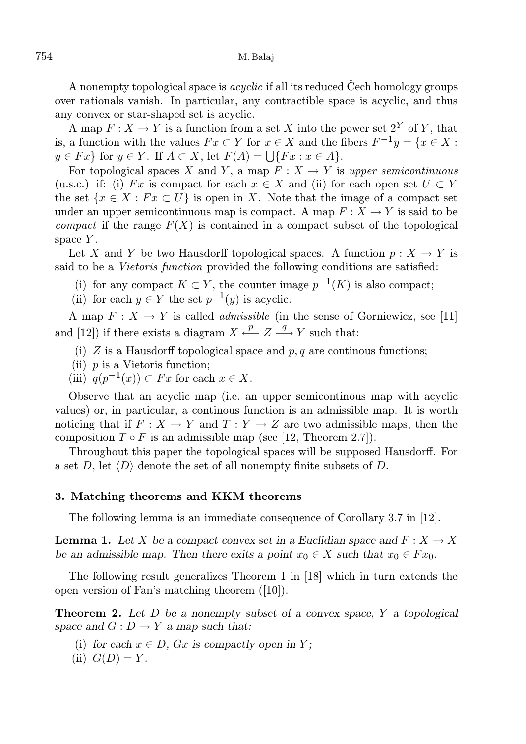A nonempty topological space is *acyclic* if all its reduced Čech homology groups over rationals vanish. In particular, any contractible space is acyclic, and thus any convex or star-shaped set is acyclic.

A map $F : X \to Y$ is a function from a set $X$ into the power set $2^Y$ of $Y$, that is, a function with the values $Fx \subset Y$ for $x \in X$ and the fibers $F^{-1}y = \{x \in X : y \in Fx\}$ for $y \in Y$. If $A \subset X$, let $F(A) = \bigcup\{Fx : x \in A\}$.

For topological spaces $X$ and $Y$, a map $F : X \to Y$ is *upper semicontinuous* (u.s.c.) if: (i) $Fx$ is compact for each $x \in X$ and (ii) for each open set $U \subset Y$ the set $\{x \in X : Fx \subset U\}$ is open in $X$. Note that the image of a compact set under an upper semicontinuous map is compact. A map $F : X \to Y$ is said to be *compact* if the range $F(X)$ is contained in a compact subset of the topological space $Y$.

Let $X$ and $Y$ be two Hausdorff topological spaces. A function $p : X \to Y$ is said to be a *Vietoris function* provided the following conditions are satisfied:

(i) for any compact $K \subset Y$, the counter image $p^{-1}(K)$ is also compact;

(ii) for each $y \in Y$ the set $p^{-1}(y)$ is acyclic.

A map $F : X \to Y$ is called *admissible* (in the sense of Gorniewicz, see [11] and [12]) if there exists a diagram $X \xleftarrow{p} Z \xrightarrow{q} Y$ such that:

(i) $Z$ is a Hausdorff topological space and $p, q$ are continous functions;

(ii) $p$ is a Vietoris function;

(iii) $q(p^{-1}(x)) \subset Fx$ for each $x \in X$.

Observe that an acyclic map (i.e. an upper semicontinous map with acyclic values) or, in particular, a continous function is an admissible map. It is worth noticing that if $F : X \to Y$ and $T : Y \to Z$ are two admissible maps, then the composition $T \circ F$ is an admissible map (see [12, Theorem 2.7]).

Throughout this paper the topological spaces will be supposed Hausdorff. For a set $D$, let $\langle D\rangle$ denote the set of all nonempty finite subsets of $D$.

## 3. Matching theorems and KKM theorems

The following lemma is an immediate consequence of Corollary 3.7 in [12].

**Lemma 1.** *Let $X$ be a compact convex set in a Euclidian space and $F : X \to X$ be an admissible map. Then there exits a point $x_0 \in X$ such that $x_0 \in Fx_0$.*

The following result generalizes Theorem 1 in [18] which in turn extends the open version of Fan's matching theorem ([10]).

**Theorem 2.** *Let $D$ be a nonempty subset of a convex space, $Y$ a topological space and $G : D \to Y$ a map such that:*

(i) *for each $x \in D$, $Gx$ is compactly open in $Y$;*

(ii) $G(D) = Y$.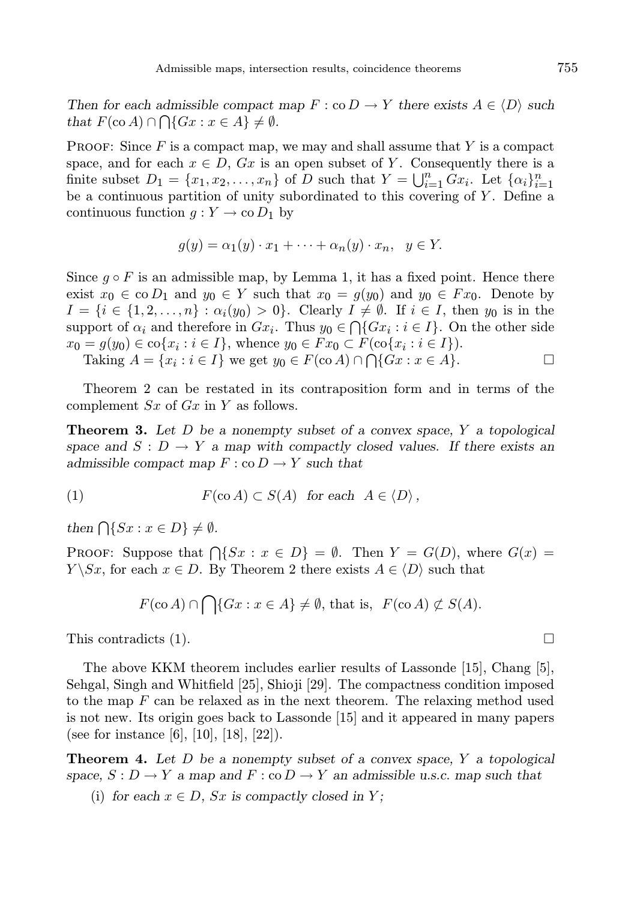*Then for each admissible compact map $F : \operatorname{co} D \to Y$ there exists $A \in \langle D \rangle$ such that $F(\operatorname{co} A) \cap \bigcap\{Gx : x \in A\} \neq \emptyset$.*

Proof: Since $F$ is a compact map, we may and shall assume that $Y$ is a compact space, and for each $x \in D$, $Gx$ is an open subset of $Y$. Consequently there is a finite subset $D_1 = \{x_1, x_2, \dots, x_n\}$ of $D$ such that $Y = \bigcup_{i=1}^n Gx_i$. Let $\{\alpha_i\}_{i=1}^n$ be a continuous partition of unity subordinated to this covering of $Y$. Define a continuous function $g : Y \to \operatorname{co} D_1$ by

$$g(y) = \alpha_1(y) \cdot x_1 + \dots + \alpha_n(y) \cdot x_n, \quad y \in Y.$$

Since $g \circ F$ is an admissible map, by Lemma 1, it has a fixed point. Hence there exist $x_0 \in \operatorname{co} D_1$ and $y_0 \in Y$ such that $x_0 = g(y_0)$ and $y_0 \in Fx_0$. Denote by $I = \{i \in \{1, 2, \dots, n\} : \alpha_i(y_0) > 0\}$. Clearly $I \neq \emptyset$. If $i \in I$, then $y_0$ is in the support of $\alpha_i$ and therefore in $Gx_i$. Thus $y_0 \in \bigcap\{Gx_i : i \in I\}$. On the other side $x_0 = g(y_0) \in \operatorname{co}\{x_i : i \in I\}$, whence $y_0 \in Fx_0 \subset F(\operatorname{co}\{x_i : i \in I\})$.

Taking $A = \{x_i : i \in I\}$ we get $y_0 \in F(\operatorname{co} A) \cap \bigcap\{Gx : x \in A\}$. □

Theorem 2 can be restated in its contraposition form and in terms of the complement $Sx$ of $Gx$ in $Y$ as follows.

**Theorem 3.** *Let $D$ be a nonempty subset of a convex space, $Y$ a topological space and $S : D \to Y$ a map with compactly closed values. If there exists an admissible compact map $F : \operatorname{co} D \to Y$ such that*

$$F(\operatorname{co} A) \subset S(A) \quad \text{for each} \quad A \in \langle D \rangle, \tag{1}$$

*then $\bigcap\{Sx : x \in D\} \neq \emptyset$.*

Proof: Suppose that $\bigcap\{Sx : x \in D\} = \emptyset$. Then $Y = G(D)$, where $G(x) = Y \setminus Sx$, for each $x \in D$. By Theorem 2 there exists $A \in \langle D \rangle$ such that

$$F(\operatorname{co} A) \cap \bigcap\{Gx : x \in A\} \neq \emptyset, \text{ that is, } \; F(\operatorname{co} A) \not\subset S(A).$$

This contradicts (1). □

The above KKM theorem includes earlier results of Lassonde [15], Chang [5], Sehgal, Singh and Whitfield [25], Shioji [29]. The compactness condition imposed to the map $F$ can be relaxed as in the next theorem. The relaxing method used is not new. Its origin goes back to Lassonde [15] and it appeared in many papers (see for instance [6], [10], [18], [22]).

**Theorem 4.** *Let $D$ be a nonempty subset of a convex space, $Y$ a topological space, $S : D \to Y$ a map and $F : \operatorname{co} D \to Y$ an admissible u.s.c. map such that*

(i) *for each $x \in D$, $Sx$ is compactly closed in $Y$;*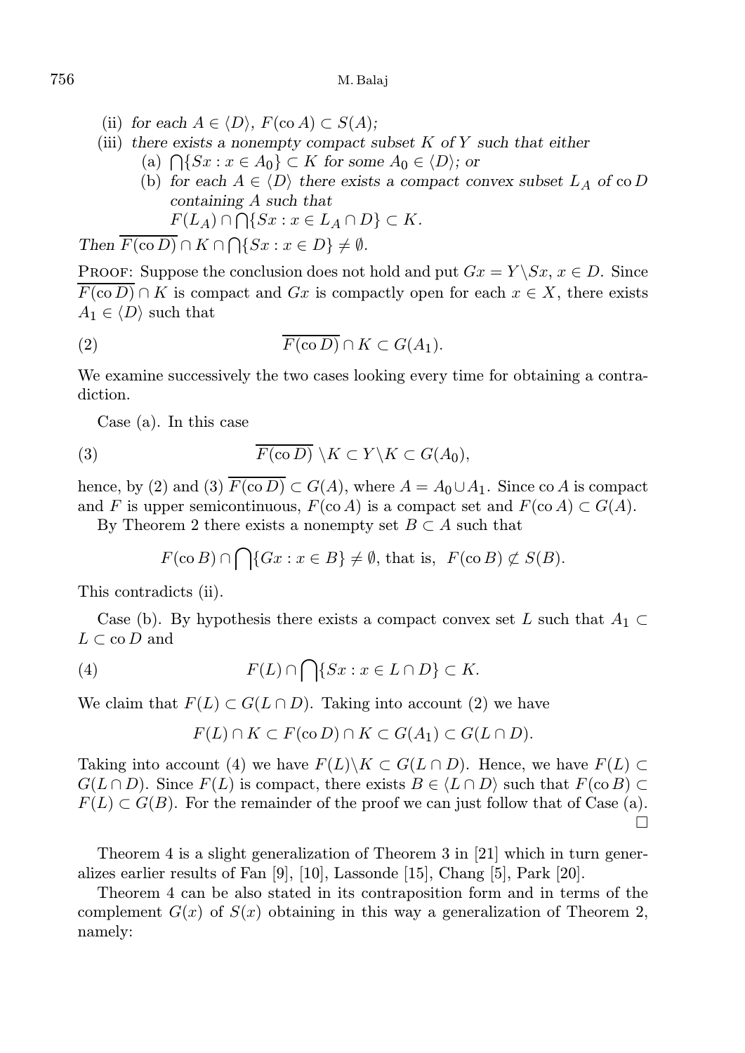(ii) *for each* $A \in \langle D\rangle$, $F(\operatorname{co} A) \subset S(A)$;

(iii) *there exists a nonempty compact subset* $K$ *of* $Y$ *such that either*

  (a) $\bigcap\{Sx : x \in A_0\} \subset K$ *for some* $A_0 \in \langle D\rangle$; *or*

  (b) *for each* $A \in \langle D\rangle$ *there exists a compact convex subset* $L_A$ *of* $\operatorname{co} D$ *containing* $A$ *such that*
  $F(L_A) \cap \bigcap\{Sx : x \in L_A \cap D\} \subset K$.

*Then* $\overline{F(\operatorname{co} D)} \cap K \cap \bigcap\{Sx : x \in D\} \neq \emptyset$.

Proof: Suppose the conclusion does not hold and put $Gx = Y \backslash Sx$, $x \in D$. Since $\overline{F(\operatorname{co} D)} \cap K$ is compact and $Gx$ is compactly open for each $x \in X$, there exists $A_1 \in \langle D\rangle$ such that

$$\overline{F(\operatorname{co} D)} \cap K \subset G(A_1). \tag{2}$$

We examine successively the two cases looking every time for obtaining a contradiction.

Case (a). In this case

$$\overline{F(\operatorname{co} D)} \backslash K \subset Y \backslash K \subset G(A_0), \tag{3}$$

hence, by (2) and (3) $\overline{F(\operatorname{co} D)} \subset G(A)$, where $A = A_0 \cup A_1$. Since $\operatorname{co} A$ is compact and $F$ is upper semicontinuous, $F(\operatorname{co} A)$ is a compact set and $F(\operatorname{co} A) \subset G(A)$.

By Theorem 2 there exists a nonempty set $B \subset A$ such that

$$F(\operatorname{co} B) \cap \bigcap\{Gx : x \in B\} \neq \emptyset, \text{ that is, } F(\operatorname{co} B) \not\subset S(B).$$

This contradicts (ii).

Case (b). By hypothesis there exists a compact convex set $L$ such that $A_1 \subset L \subset \operatorname{co} D$ and

$$F(L) \cap \bigcap\{Sx : x \in L \cap D\} \subset K. \tag{4}$$

We claim that $F(L) \subset G(L \cap D)$. Taking into account (2) we have

$$F(L) \cap K \subset F(\operatorname{co} D) \cap K \subset G(A_1) \subset G(L \cap D).$$

Taking into account (4) we have $F(L) \backslash K \subset G(L \cap D)$. Hence, we have $F(L) \subset G(L \cap D)$. Since $F(L)$ is compact, there exists $B \in \langle L \cap D\rangle$ such that $F(\operatorname{co} B) \subset F(L) \subset G(B)$. For the remainder of the proof we can just follow that of Case (a). □

Theorem 4 is a slight generalization of Theorem 3 in [21] which in turn generalizes earlier results of Fan [9], [10], Lassonde [15], Chang [5], Park [20].

Theorem 4 can be also stated in its contraposition form and in terms of the complement $G(x)$ of $S(x)$ obtaining in this way a generalization of Theorem 2, namely: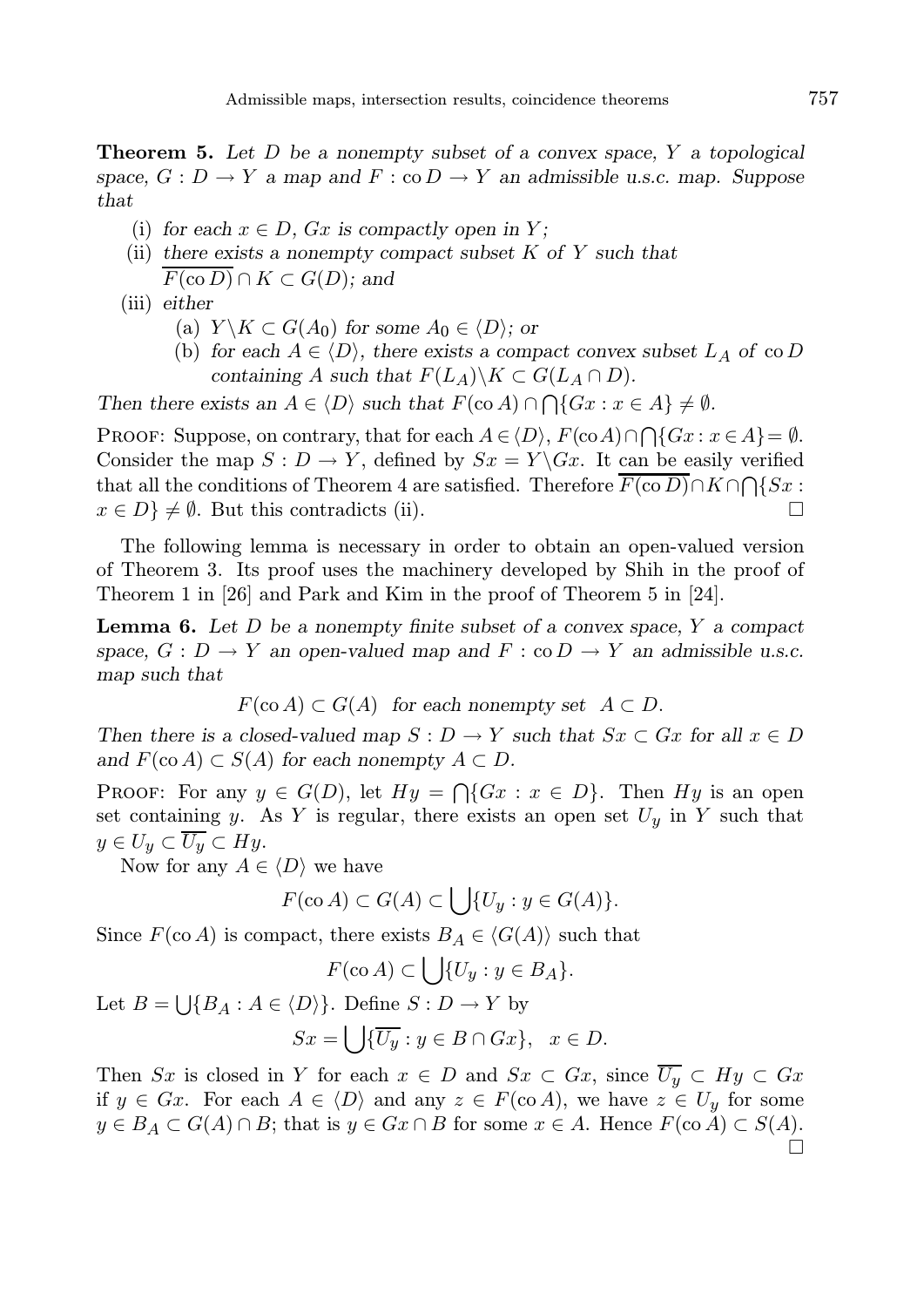**Theorem 5.** *Let $D$ be a nonempty subset of a convex space, $Y$ a topological space, $G : D \to Y$ a map and $F : \operatorname{co} D \to Y$ an admissible u.s.c. map. Suppose that*

(i) *for each $x \in D$, $Gx$ is compactly open in $Y$;*

(ii) *there exists a nonempty compact subset $K$ of $Y$ such that $\overline{F(\operatorname{co} D)} \cap K \subset G(D)$; and*

(iii) *either*

  (a) *$Y \backslash K \subset G(A_0)$ for some $A_0 \in \langle D \rangle$; or*

  (b) *for each $A \in \langle D \rangle$, there exists a compact convex subset $L_A$ of $\operatorname{co} D$ containing $A$ such that $F(L_A) \backslash K \subset G(L_A \cap D)$.*

*Then there exists an $A \in \langle D \rangle$ such that $F(\operatorname{co} A) \cap \bigcap\{Gx : x \in A\} \neq \emptyset$.*

Proof: Suppose, on contrary, that for each $A \in \langle D \rangle$, $F(\operatorname{co} A) \cap \bigcap\{Gx : x \in A\} = \emptyset$. Consider the map $S : D \to Y$, defined by $Sx = Y \backslash Gx$. It can be easily verified that all the conditions of Theorem 4 are satisfied. Therefore $\overline{F(\operatorname{co} D)} \cap K \cap \bigcap\{Sx : x \in D\} \neq \emptyset$. But this contradicts (ii). $\square$

The following lemma is necessary in order to obtain an open-valued version of Theorem 3. Its proof uses the machinery developed by Shih in the proof of Theorem 1 in [26] and Park and Kim in the proof of Theorem 5 in [24].

**Lemma 6.** *Let $D$ be a nonempty finite subset of a convex space, $Y$ a compact space, $G : D \to Y$ an open-valued map and $F : \operatorname{co} D \to Y$ an admissible u.s.c. map such that*

$$F(\operatorname{co} A) \subset G(A) \quad \text{for each nonempty set} \quad A \subset D.$$

*Then there is a closed-valued map $S : D \to Y$ such that $Sx \subset Gx$ for all $x \in D$ and $F(\operatorname{co} A) \subset S(A)$ for each nonempty $A \subset D$.*

Proof: For any $y \in G(D)$, let $Hy = \bigcap\{Gx : x \in D\}$. Then $Hy$ is an open set containing $y$. As $Y$ is regular, there exists an open set $U_y$ in $Y$ such that $y \in U_y \subset \overline{U_y} \subset Hy$.

Now for any $A \in \langle D \rangle$ we have

$$F(\operatorname{co} A) \subset G(A) \subset \bigcup\{U_y : y \in G(A)\}.$$

Since $F(\operatorname{co} A)$ is compact, there exists $B_A \in \langle G(A) \rangle$ such that

$$F(\operatorname{co} A) \subset \bigcup\{U_y : y \in B_A\}.$$

Let $B = \bigcup\{B_A : A \in \langle D \rangle\}$. Define $S : D \to Y$ by

$$Sx = \bigcup\{\overline{U_y} : y \in B \cap Gx\}, \quad x \in D.$$

Then $Sx$ is closed in $Y$ for each $x \in D$ and $Sx \subset Gx$, since $\overline{U_y} \subset Hy \subset Gx$ if $y \in Gx$. For each $A \in \langle D \rangle$ and any $z \in F(\operatorname{co} A)$, we have $z \in U_y$ for some $y \in B_A \subset G(A) \cap B$; that is $y \in Gx \cap B$ for some $x \in A$. Hence $F(\operatorname{co} A) \subset S(A)$. $\square$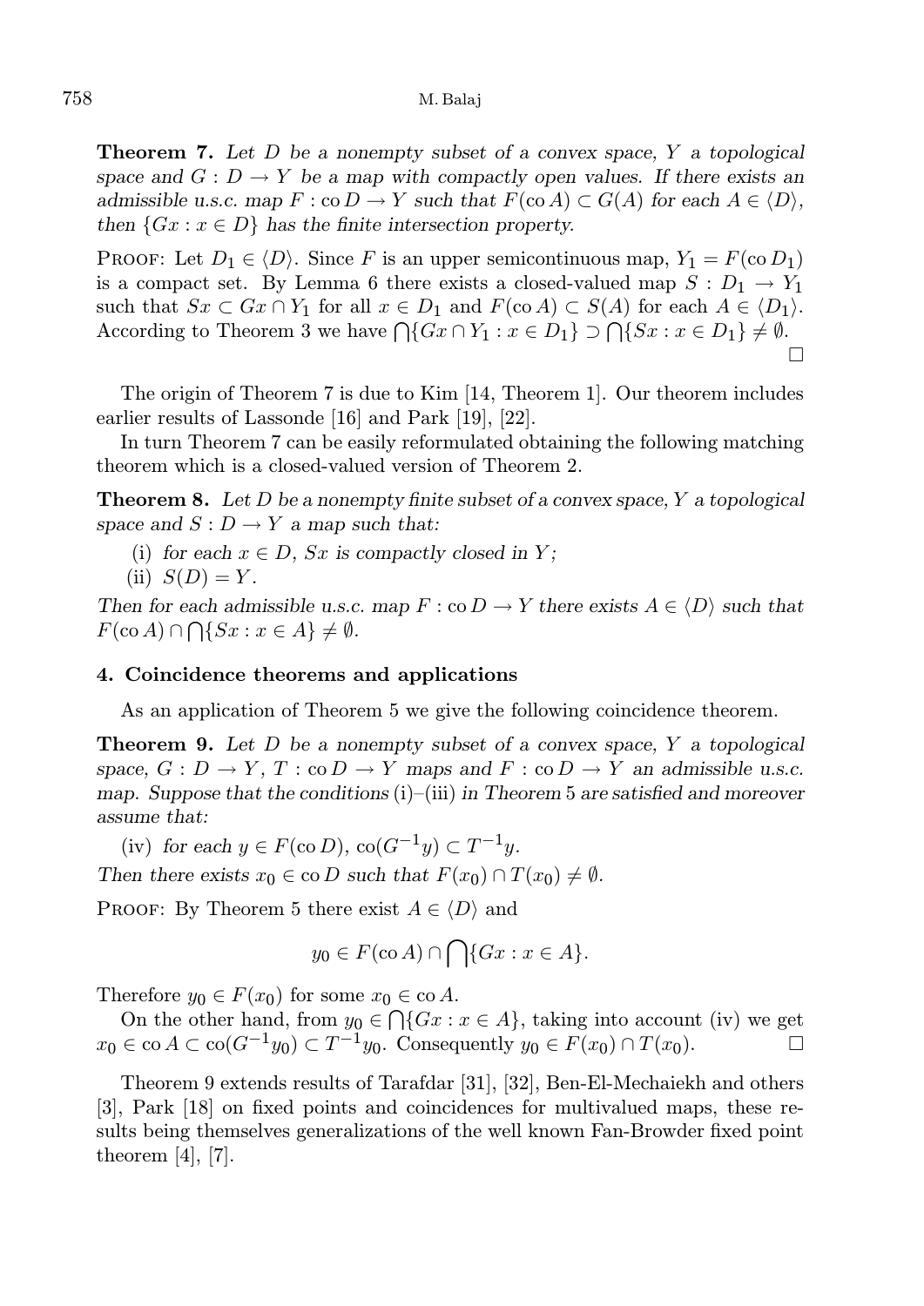**Theorem 7.** *Let $D$ be a nonempty subset of a convex space, $Y$ a topological space and $G : D \to Y$ be a map with compactly open values. If there exists an admissible u.s.c. map $F : \operatorname{co} D \to Y$ such that $F(\operatorname{co} A) \subset G(A)$ for each $A \in \langle D \rangle$, then $\{Gx : x \in D\}$ has the finite intersection property.*

Proof: Let $D_1 \in \langle D \rangle$. Since $F$ is an upper semicontinuous map, $Y_1 = F(\operatorname{co} D_1)$ is a compact set. By Lemma 6 there exists a closed-valued map $S : D_1 \to Y_1$ such that $Sx \subset Gx \cap Y_1$ for all $x \in D_1$ and $F(\operatorname{co} A) \subset S(A)$ for each $A \in \langle D_1 \rangle$. According to Theorem 3 we have $\bigcap\{Gx \cap Y_1 : x \in D_1\} \supset \bigcap\{Sx : x \in D_1\} \neq \emptyset$. $\square$

The origin of Theorem 7 is due to Kim [14, Theorem 1]. Our theorem includes earlier results of Lassonde [16] and Park [19], [22].

In turn Theorem 7 can be easily reformulated obtaining the following matching theorem which is a closed-valued version of Theorem 2.

**Theorem 8.** *Let $D$ be a nonempty finite subset of a convex space, $Y$ a topological space and $S : D \to Y$ a map such that:*

(i) *for each $x \in D$, $Sx$ is compactly closed in $Y$;*

(ii) $S(D) = Y$.

*Then for each admissible u.s.c. map $F : \operatorname{co} D \to Y$ there exists $A \in \langle D \rangle$ such that $F(\operatorname{co} A) \cap \bigcap\{Sx : x \in A\} \neq \emptyset$.*

## 4. Coincidence theorems and applications

As an application of Theorem 5 we give the following coincidence theorem.

**Theorem 9.** *Let $D$ be a nonempty subset of a convex space, $Y$ a topological space, $G : D \to Y$, $T : \operatorname{co} D \to Y$ maps and $F : \operatorname{co} D \to Y$ an admissible u.s.c. map. Suppose that the conditions* (i)–(iii) *in Theorem* 5 *are satisfied and moreover assume that:*

(iv) *for each $y \in F(\operatorname{co} D)$, $\operatorname{co}(G^{-1}y) \subset T^{-1}y$.*

*Then there exists $x_0 \in \operatorname{co} D$ such that $F(x_0) \cap T(x_0) \neq \emptyset$.*

Proof: By Theorem 5 there exist $A \in \langle D \rangle$ and

$$y_0 \in F(\operatorname{co} A) \cap \bigcap\{Gx : x \in A\}.$$

Therefore $y_0 \in F(x_0)$ for some $x_0 \in \operatorname{co} A$.

On the other hand, from $y_0 \in \bigcap\{Gx : x \in A\}$, taking into account (iv) we get $x_0 \in \operatorname{co} A \subset \operatorname{co}(G^{-1}y_0) \subset T^{-1}y_0$. Consequently $y_0 \in F(x_0) \cap T(x_0)$. $\square$

Theorem 9 extends results of Tarafdar [31], [32], Ben-El-Mechaiekh and others [3], Park [18] on fixed points and coincidences for multivalued maps, these results being themselves generalizations of the well known Fan-Browder fixed point theorem [4], [7].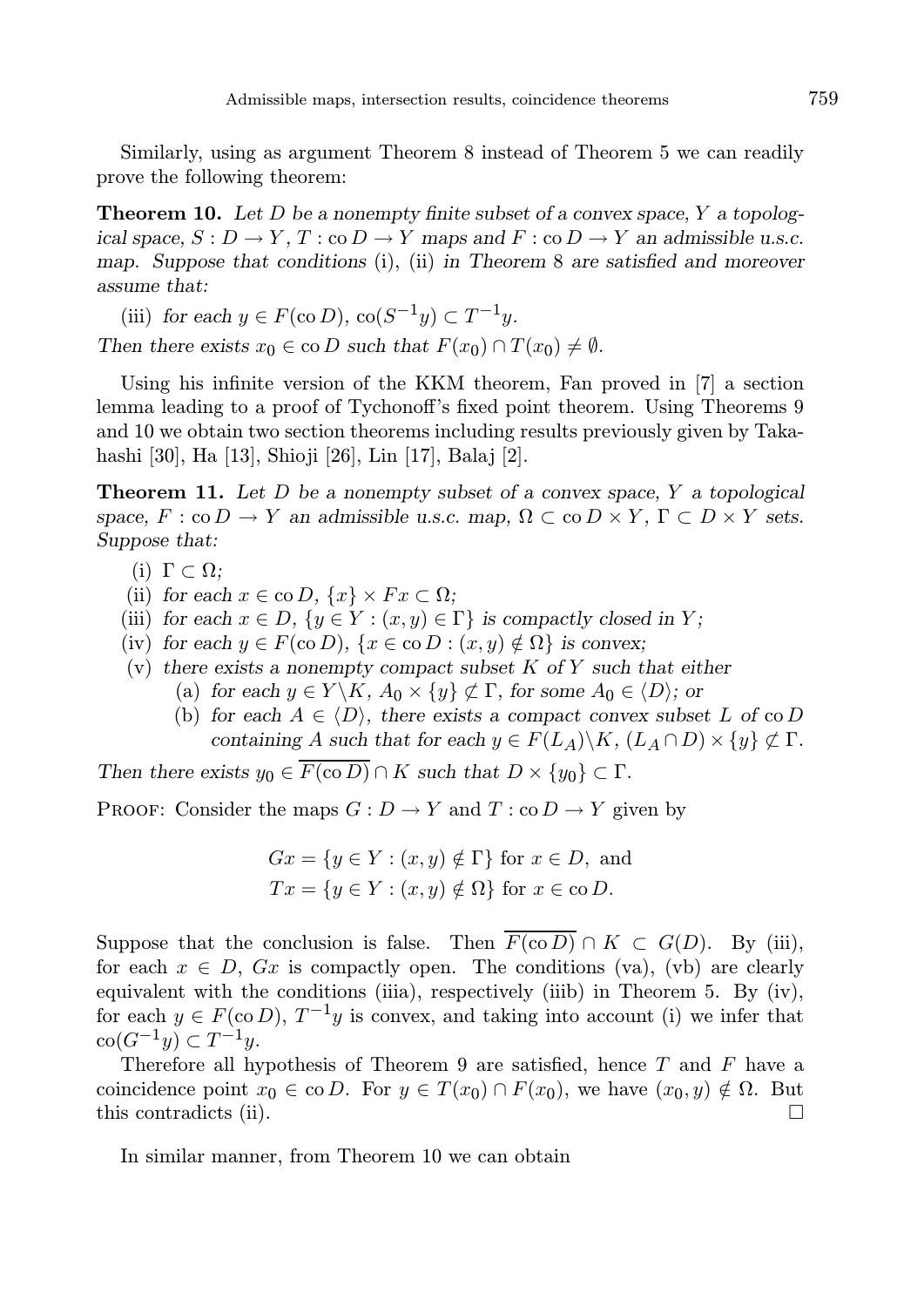Similarly, using as argument Theorem 8 instead of Theorem 5 we can readily prove the following theorem:

**Theorem 10.** *Let $D$ be a nonempty finite subset of a convex space, $Y$ a topological space, $S : D \to Y$, $T : \operatorname{co} D \to Y$ maps and $F : \operatorname{co} D \to Y$ an admissible u.s.c. map. Suppose that conditions* (i), (ii) *in Theorem* 8 *are satisfied and moreover assume that:*

(iii) *for each $y \in F(\operatorname{co} D)$, $\operatorname{co}(S^{-1}y) \subset T^{-1}y$.*

*Then there exists $x_0 \in \operatorname{co} D$ such that $F(x_0) \cap T(x_0) \neq \emptyset$.*

Using his infinite version of the KKM theorem, Fan proved in [7] a section lemma leading to a proof of Tychonoff's fixed point theorem. Using Theorems 9 and 10 we obtain two section theorems including results previously given by Takahashi [30], Ha [13], Shioji [26], Lin [17], Balaj [2].

**Theorem 11.** *Let $D$ be a nonempty subset of a convex space, $Y$ a topological space, $F : \operatorname{co} D \to Y$ an admissible u.s.c. map, $\Omega \subset \operatorname{co} D \times Y$, $\Gamma \subset D \times Y$ sets. Suppose that:*

- (i) *$\Gamma \subset \Omega$;*
- (ii) *for each $x \in \operatorname{co} D$, $\{x\} \times Fx \subset \Omega$;*
- (iii) *for each $x \in D$, $\{y \in Y : (x, y) \in \Gamma\}$ is compactly closed in $Y$;*
- (iv) *for each $y \in F(\operatorname{co} D)$, $\{x \in \operatorname{co} D : (x, y) \notin \Omega\}$ is convex;*
- (v) *there exists a nonempty compact subset $K$ of $Y$ such that either*
  - (a) *for each $y \in Y \setminus K$, $A_0 \times \{y\} \not\subset \Gamma$, for some $A_0 \in \langle D \rangle$; or*
  - (b) *for each $A \in \langle D \rangle$, there exists a compact convex subset $L$ of $\operatorname{co} D$ containing $A$ such that for each $y \in F(L_A) \setminus K$, $(L_A \cap D) \times \{y\} \not\subset \Gamma$.*

*Then there exists $y_0 \in \overline{F(\operatorname{co} D)} \cap K$ such that $D \times \{y_0\} \subset \Gamma$.*

Proof: Consider the maps $G : D \to Y$ and $T : \operatorname{co} D \to Y$ given by

$$Gx = \{y \in Y : (x, y) \notin \Gamma\} \text{ for } x \in D, \text{ and}$$
$$Tx = \{y \in Y : (x, y) \notin \Omega\} \text{ for } x \in \operatorname{co} D.$$

Suppose that the conclusion is false. Then $\overline{F(\operatorname{co} D)} \cap K \subset G(D)$. By (iii), for each $x \in D$, $Gx$ is compactly open. The conditions (va), (vb) are clearly equivalent with the conditions (iiia), respectively (iiib) in Theorem 5. By (iv), for each $y \in F(\operatorname{co} D)$, $T^{-1}y$ is convex, and taking into account (i) we infer that $\operatorname{co}(G^{-1}y) \subset T^{-1}y$.

Therefore all hypothesis of Theorem 9 are satisfied, hence $T$ and $F$ have a coincidence point $x_0 \in \operatorname{co} D$. For $y \in T(x_0) \cap F(x_0)$, we have $(x_0, y) \notin \Omega$. But this contradicts (ii). $\square$

In similar manner, from Theorem 10 we can obtain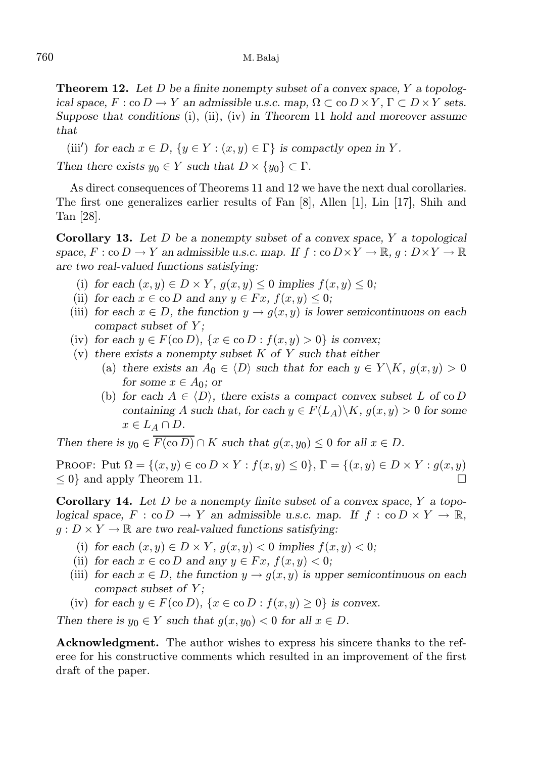**Theorem 12.** *Let $D$ be a finite nonempty subset of a convex space, $Y$ a topological space, $F : \operatorname{co} D \to Y$ an admissible u.s.c. map, $\Omega \subset \operatorname{co} D \times Y$, $\Gamma \subset D \times Y$ sets. Suppose that conditions* (i), (ii), (iv) *in Theorem* 11 *hold and moreover assume that*

(iii′) *for each $x \in D$, $\{y \in Y : (x, y) \in \Gamma\}$ is compactly open in $Y$.*

*Then there exists $y_0 \in Y$ such that $D \times \{y_0\} \subset \Gamma$.*

As direct consequences of Theorems 11 and 12 we have the next dual corollaries. The first one generalizes earlier results of Fan [8], Allen [1], Lin [17], Shih and Tan [28].

**Corollary 13.** *Let $D$ be a nonempty subset of a convex space, $Y$ a topological space, $F : \operatorname{co} D \to Y$ an admissible u.s.c. map. If $f : \operatorname{co} D \times Y \to \mathbb{R}$, $g : D \times Y \to \mathbb{R}$ are two real-valued functions satisfying:*

- (i) *for each $(x, y) \in D \times Y$, $g(x, y) \leq 0$ implies $f(x, y) \leq 0$;*
- (ii) *for each $x \in \operatorname{co} D$ and any $y \in Fx$, $f(x, y) \leq 0$;*
- (iii) *for each $x \in D$, the function $y \to g(x, y)$ is lower semicontinuous on each compact subset of $Y$;*
- (iv) *for each $y \in F(\operatorname{co} D)$, $\{x \in \operatorname{co} D : f(x, y) > 0\}$ is convex;*
- (v) *there exists a nonempty subset $K$ of $Y$ such that either*
  - (a) *there exists an $A_0 \in \langle D \rangle$ such that for each $y \in Y \setminus K$, $g(x, y) > 0$ for some $x \in A_0$; or*
  - (b) *for each $A \in \langle D \rangle$, there exists a compact convex subset $L$ of $\operatorname{co} D$ containing $A$ such that, for each $y \in F(L_A) \setminus K$, $g(x, y) > 0$ for some $x \in L_A \cap D$.*

*Then there is $y_0 \in \overline{F(\operatorname{co} D)} \cap K$ such that $g(x, y_0) \leq 0$ for all $x \in D$.*

Proof: Put $\Omega = \{(x, y) \in \operatorname{co} D \times Y : f(x, y) \leq 0\}$, $\Gamma = \{(x, y) \in D \times Y : g(x, y) \leq 0\}$ and apply Theorem 11. □

**Corollary 14.** *Let $D$ be a nonempty finite subset of a convex space, $Y$ a topological space, $F : \operatorname{co} D \to Y$ an admissible u.s.c. map. If $f : \operatorname{co} D \times Y \to \mathbb{R}$, $g : D \times Y \to \mathbb{R}$ are two real-valued functions satisfying:*

- (i) *for each $(x, y) \in D \times Y$, $g(x, y) < 0$ implies $f(x, y) < 0$;*
- (ii) *for each $x \in \operatorname{co} D$ and any $y \in Fx$, $f(x, y) < 0$;*
- (iii) *for each $x \in D$, the function $y \to g(x, y)$ is upper semicontinuous on each compact subset of $Y$;*
- (iv) *for each $y \in F(\operatorname{co} D)$, $\{x \in \operatorname{co} D : f(x, y) \geq 0\}$ is convex.*

*Then there is $y_0 \in Y$ such that $g(x, y_0) < 0$ for all $x \in D$.*

**Acknowledgment.** The author wishes to express his sincere thanks to the referee for his constructive comments which resulted in an improvement of the first draft of the paper.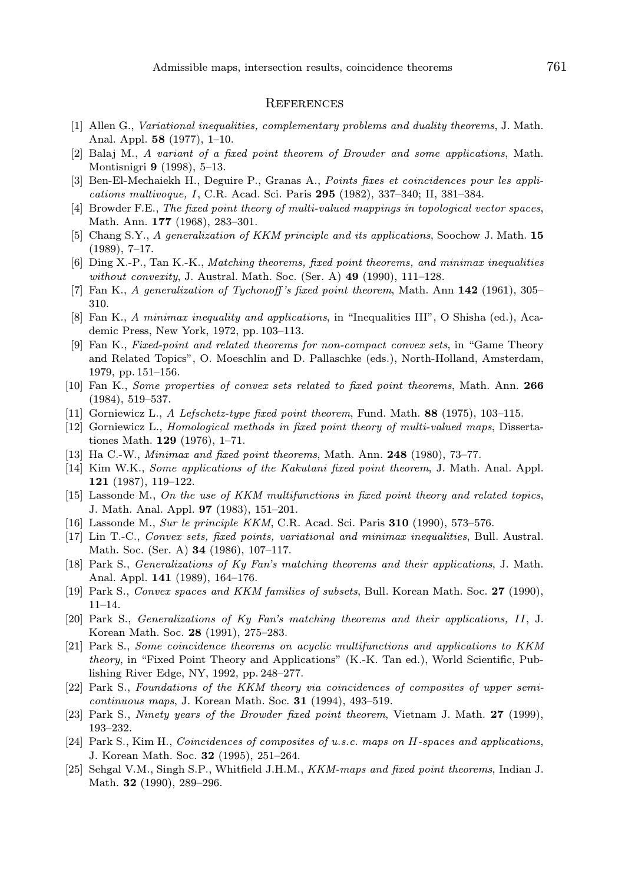## References

[1] Allen G., *Variational inequalities, complementary problems and duality theorems*, J. Math. Anal. Appl. **58** (1977), 1–10.

[2] Balaj M., *A variant of a fixed point theorem of Browder and some applications*, Math. Montisnigri **9** (1998), 5–13.

[3] Ben-El-Mechaiekh H., Deguire P., Granas A., *Points fixes et coincidences pour les applications multivoque, I*, C.R. Acad. Sci. Paris **295** (1982), 337–340; II, 381–384.

[4] Browder F.E., *The fixed point theory of multi-valued mappings in topological vector spaces*, Math. Ann. **177** (1968), 283–301.

[5] Chang S.Y., *A generalization of KKM principle and its applications*, Soochow J. Math. **15** (1989), 7–17.

[6] Ding X.-P., Tan K.-K., *Matching theorems, fixed point theorems, and minimax inequalities without convexity*, J. Austral. Math. Soc. (Ser. A) **49** (1990), 111–128.

[7] Fan K., *A generalization of Tychonoff's fixed point theorem*, Math. Ann **142** (1961), 305–310.

[8] Fan K., *A minimax inequality and applications*, in "Inequalities III", O Shisha (ed.), Academic Press, New York, 1972, pp. 103–113.

[9] Fan K., *Fixed-point and related theorems for non-compact convex sets*, in "Game Theory and Related Topics", O. Moeschlin and D. Pallaschke (eds.), North-Holland, Amsterdam, 1979, pp. 151–156.

[10] Fan K., *Some properties of convex sets related to fixed point theorems*, Math. Ann. **266** (1984), 519–537.

[11] Gorniewicz L., *A Lefschetz-type fixed point theorem*, Fund. Math. **88** (1975), 103–115.

[12] Gorniewicz L., *Homological methods in fixed point theory of multi-valued maps*, Dissertationes Math. **129** (1976), 1–71.

[13] Ha C.-W., *Minimax and fixed point theorems*, Math. Ann. **248** (1980), 73–77.

[14] Kim W.K., *Some applications of the Kakutani fixed point theorem*, J. Math. Anal. Appl. **121** (1987), 119–122.

[15] Lassonde M., *On the use of KKM multifunctions in fixed point theory and related topics*, J. Math. Anal. Appl. **97** (1983), 151–201.

[16] Lassonde M., *Sur le principle KKM*, C.R. Acad. Sci. Paris **310** (1990), 573–576.

[17] Lin T.-C., *Convex sets, fixed points, variational and minimax inequalities*, Bull. Austral. Math. Soc. (Ser. A) **34** (1986), 107–117.

[18] Park S., *Generalizations of Ky Fan's matching theorems and their applications*, J. Math. Anal. Appl. **141** (1989), 164–176.

[19] Park S., *Convex spaces and KKM families of subsets*, Bull. Korean Math. Soc. **27** (1990), 11–14.

[20] Park S., *Generalizations of Ky Fan's matching theorems and their applications, II*, J. Korean Math. Soc. **28** (1991), 275–283.

[21] Park S., *Some coincidence theorems on acyclic multifunctions and applications to KKM theory*, in "Fixed Point Theory and Applications" (K.-K. Tan ed.), World Scientific, Publishing River Edge, NY, 1992, pp. 248–277.

[22] Park S., *Foundations of the KKM theory via coincidences of composites of upper semicontinuous maps*, J. Korean Math. Soc. **31** (1994), 493–519.

[23] Park S., *Ninety years of the Browder fixed point theorem*, Vietnam J. Math. **27** (1999), 193–232.

[24] Park S., Kim H., *Coincidences of composites of u.s.c. maps on H-spaces and applications*, J. Korean Math. Soc. **32** (1995), 251–264.

[25] Sehgal V.M., Singh S.P., Whitfield J.H.M., *KKM-maps and fixed point theorems*, Indian J. Math. **32** (1990), 289–296.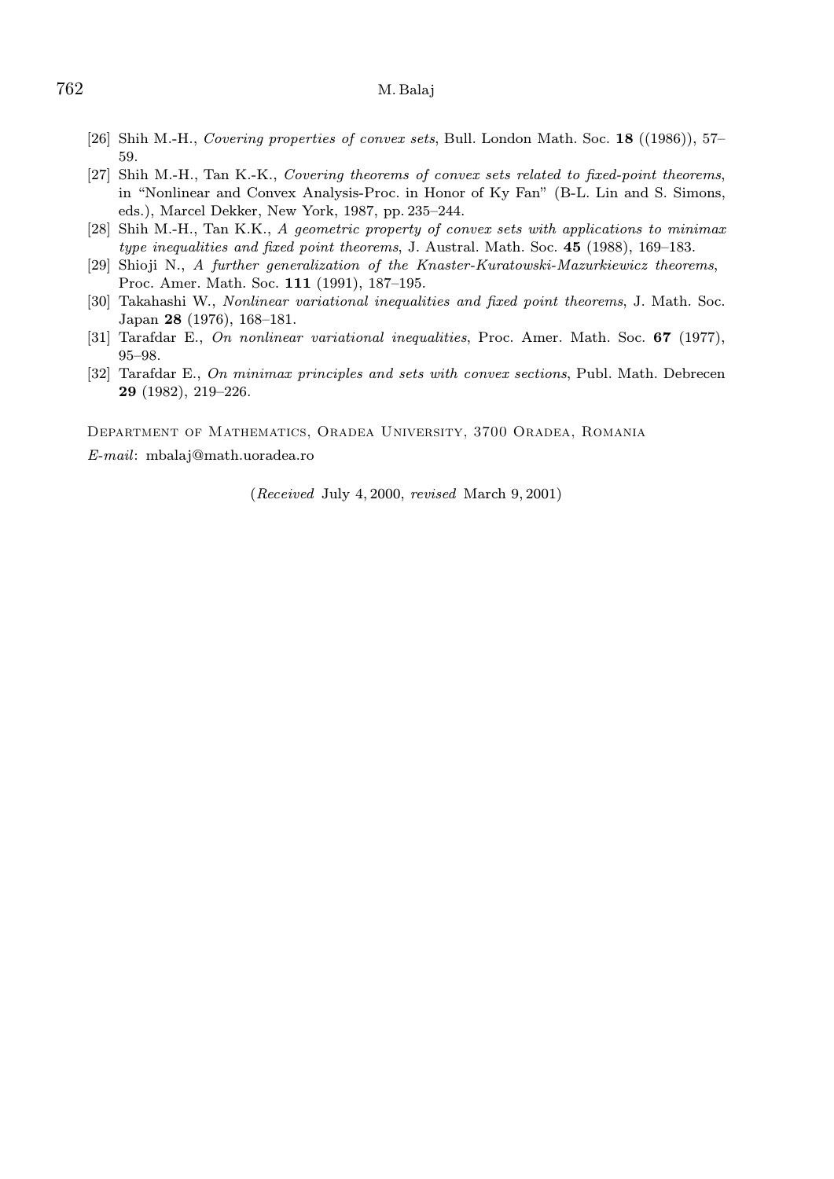[26] Shih M.-H., *Covering properties of convex sets*, Bull. London Math. Soc. **18** ((1986)), 57–59.

[27] Shih M.-H., Tan K.-K., *Covering theorems of convex sets related to fixed-point theorems*, in "Nonlinear and Convex Analysis-Proc. in Honor of Ky Fan" (B-L. Lin and S. Simons, eds.), Marcel Dekker, New York, 1987, pp. 235–244.

[28] Shih M.-H., Tan K.K., *A geometric property of convex sets with applications to minimax type inequalities and fixed point theorems*, J. Austral. Math. Soc. **45** (1988), 169–183.

[29] Shioji N., *A further generalization of the Knaster-Kuratowski-Mazurkiewicz theorems*, Proc. Amer. Math. Soc. **111** (1991), 187–195.

[30] Takahashi W., *Nonlinear variational inequalities and fixed point theorems*, J. Math. Soc. Japan **28** (1976), 168–181.

[31] Tarafdar E., *On nonlinear variational inequalities*, Proc. Amer. Math. Soc. **67** (1977), 95–98.

[32] Tarafdar E., *On minimax principles and sets with convex sections*, Publ. Math. Debrecen **29** (1982), 219–226.

Department of Mathematics, Oradea University, 3700 Oradea, Romania

*E-mail*: mbalaj@math.uoradea.ro

(*Received* July 4, 2000, *revised* March 9, 2001)